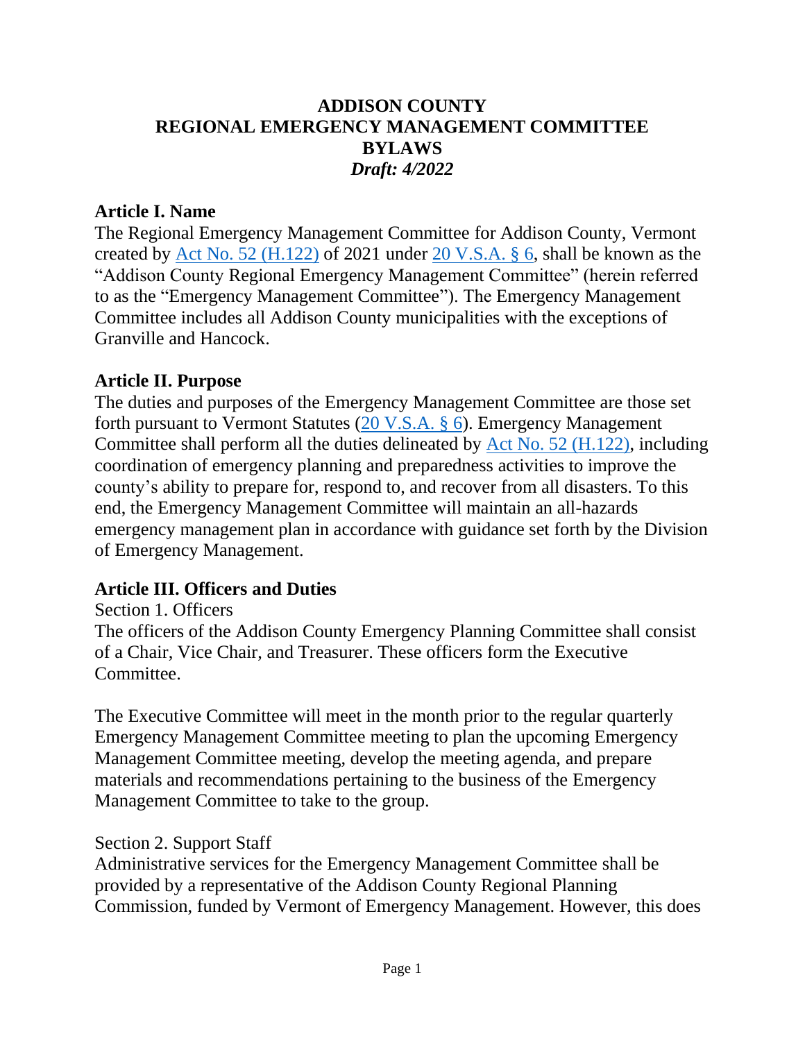# ADDISON COUNTY
# REGIONAL EMERGENCY MANAGEMENT COMMITTEE
# BYLAWS
*Draft: 4/2022*

## Article I. Name

The Regional Emergency Management Committee for Addison County, Vermont created by Act No. 52 (H.122) of 2021 under 20 V.S.A. § 6, shall be known as the "Addison County Regional Emergency Management Committee" (herein referred to as the "Emergency Management Committee"). The Emergency Management Committee includes all Addison County municipalities with the exceptions of Granville and Hancock.

## Article II. Purpose

The duties and purposes of the Emergency Management Committee are those set forth pursuant to Vermont Statutes (20 V.S.A. § 6). Emergency Management Committee shall perform all the duties delineated by Act No. 52 (H.122), including coordination of emergency planning and preparedness activities to improve the county's ability to prepare for, respond to, and recover from all disasters. To this end, the Emergency Management Committee will maintain an all-hazards emergency management plan in accordance with guidance set forth by the Division of Emergency Management.

## Article III. Officers and Duties

Section 1. Officers

The officers of the Addison County Emergency Planning Committee shall consist of a Chair, Vice Chair, and Treasurer. These officers form the Executive Committee.

The Executive Committee will meet in the month prior to the regular quarterly Emergency Management Committee meeting to plan the upcoming Emergency Management Committee meeting, develop the meeting agenda, and prepare materials and recommendations pertaining to the business of the Emergency Management Committee to take to the group.

Section 2. Support Staff

Administrative services for the Emergency Management Committee shall be provided by a representative of the Addison County Regional Planning Commission, funded by Vermont of Emergency Management. However, this does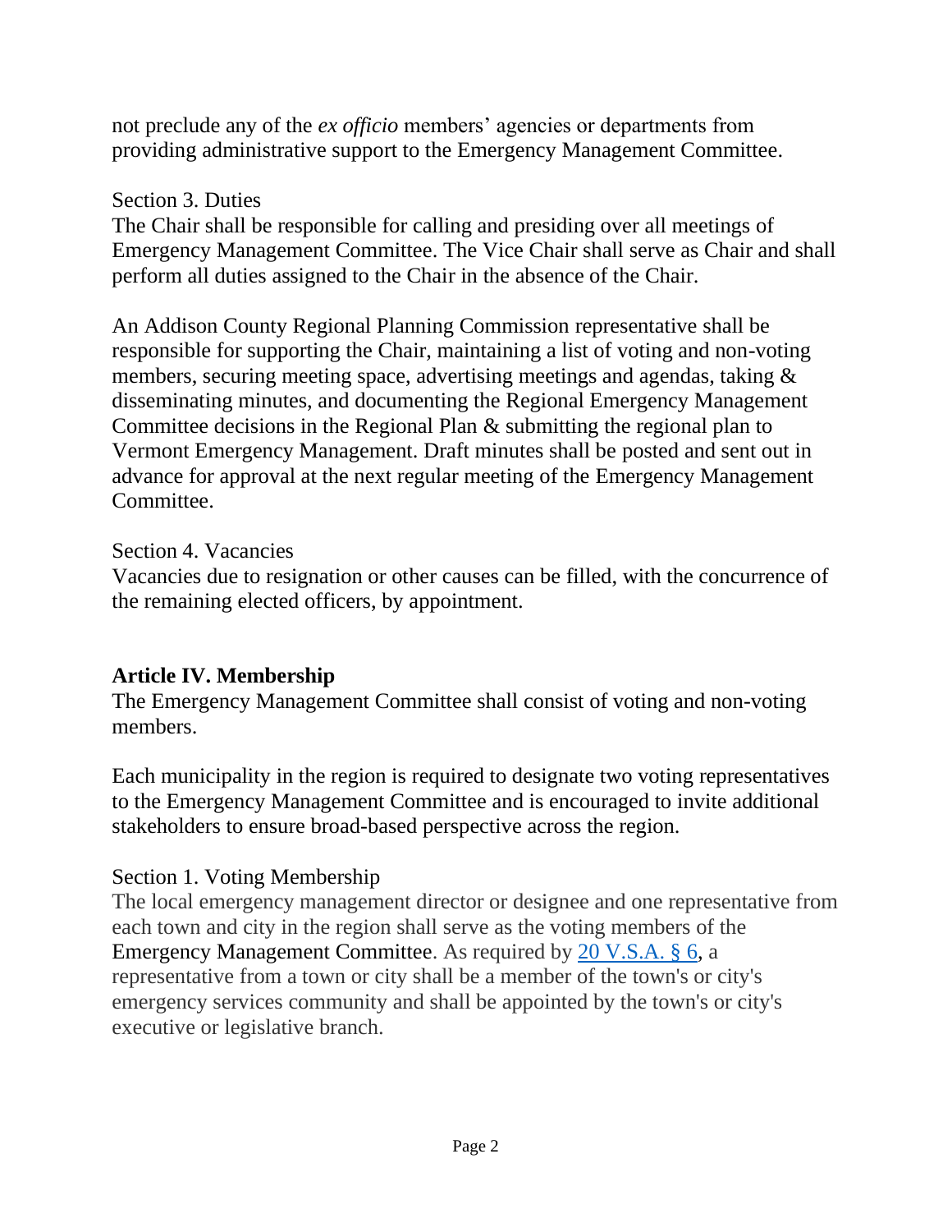not preclude any of the *ex officio* members' agencies or departments from providing administrative support to the Emergency Management Committee.

Section 3. Duties

The Chair shall be responsible for calling and presiding over all meetings of Emergency Management Committee. The Vice Chair shall serve as Chair and shall perform all duties assigned to the Chair in the absence of the Chair.

An Addison County Regional Planning Commission representative shall be responsible for supporting the Chair, maintaining a list of voting and non-voting members, securing meeting space, advertising meetings and agendas, taking & disseminating minutes, and documenting the Regional Emergency Management Committee decisions in the Regional Plan & submitting the regional plan to Vermont Emergency Management. Draft minutes shall be posted and sent out in advance for approval at the next regular meeting of the Emergency Management Committee.

Section 4. Vacancies

Vacancies due to resignation or other causes can be filled, with the concurrence of the remaining elected officers, by appointment.

## Article IV. Membership

The Emergency Management Committee shall consist of voting and non-voting members.

Each municipality in the region is required to designate two voting representatives to the Emergency Management Committee and is encouraged to invite additional stakeholders to ensure broad-based perspective across the region.

Section 1. Voting Membership

The local emergency management director or designee and one representative from each town and city in the region shall serve as the voting members of the Emergency Management Committee. As required by [20 V.S.A. § 6](), a representative from a town or city shall be a member of the town's or city's emergency services community and shall be appointed by the town's or city's executive or legislative branch.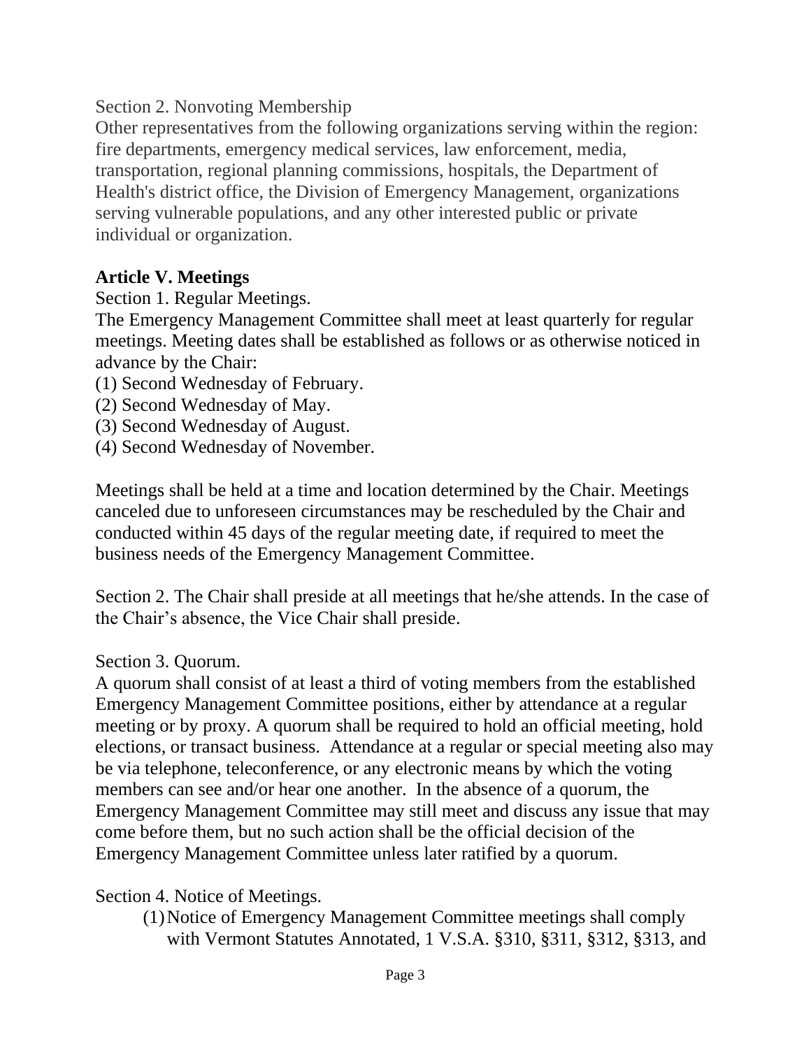Section 2. Nonvoting Membership

Other representatives from the following organizations serving within the region: fire departments, emergency medical services, law enforcement, media, transportation, regional planning commissions, hospitals, the Department of Health's district office, the Division of Emergency Management, organizations serving vulnerable populations, and any other interested public or private individual or organization.

## Article V. Meetings

Section 1. Regular Meetings.

The Emergency Management Committee shall meet at least quarterly for regular meetings. Meeting dates shall be established as follows or as otherwise noticed in advance by the Chair:

(1) Second Wednesday of February.
(2) Second Wednesday of May.
(3) Second Wednesday of August.
(4) Second Wednesday of November.

Meetings shall be held at a time and location determined by the Chair. Meetings canceled due to unforeseen circumstances may be rescheduled by the Chair and conducted within 45 days of the regular meeting date, if required to meet the business needs of the Emergency Management Committee.

Section 2. The Chair shall preside at all meetings that he/she attends. In the case of the Chair's absence, the Vice Chair shall preside.

Section 3. Quorum.

A quorum shall consist of at least a third of voting members from the established Emergency Management Committee positions, either by attendance at a regular meeting or by proxy. A quorum shall be required to hold an official meeting, hold elections, or transact business. Attendance at a regular or special meeting also may be via telephone, teleconference, or any electronic means by which the voting members can see and/or hear one another. In the absence of a quorum, the Emergency Management Committee may still meet and discuss any issue that may come before them, but no such action shall be the official decision of the Emergency Management Committee unless later ratified by a quorum.

Section 4. Notice of Meetings.

(1) Notice of Emergency Management Committee meetings shall comply with Vermont Statutes Annotated, 1 V.S.A. §310, §311, §312, §313, and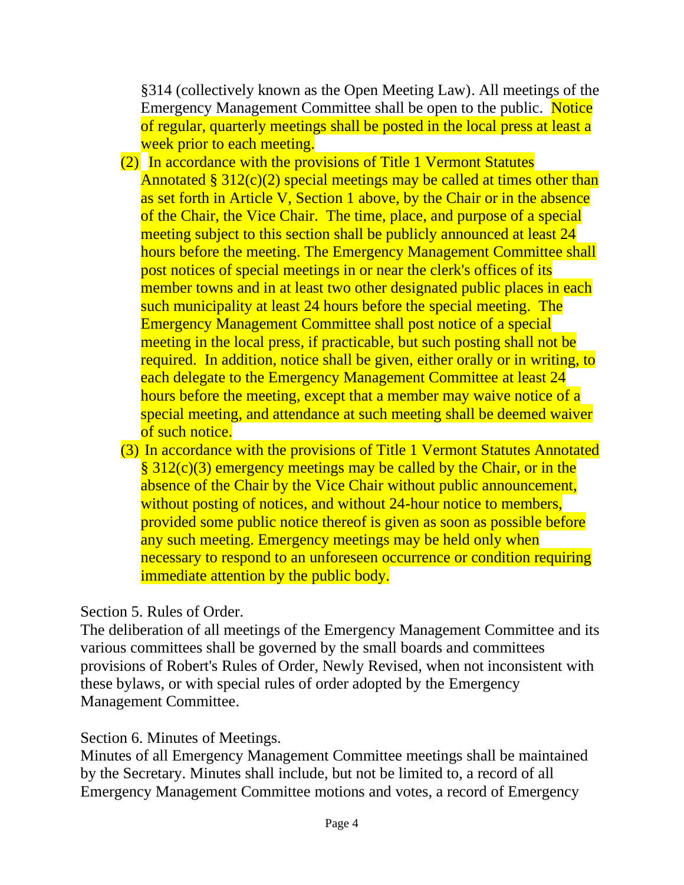§314 (collectively known as the Open Meeting Law). All meetings of the Emergency Management Committee shall be open to the public. Notice of regular, quarterly meetings shall be posted in the local press at least a week prior to each meeting.

(2) In accordance with the provisions of Title 1 Vermont Statutes Annotated § 312(c)(2) special meetings may be called at times other than as set forth in Article V, Section 1 above, by the Chair or in the absence of the Chair, the Vice Chair. The time, place, and purpose of a special meeting subject to this section shall be publicly announced at least 24 hours before the meeting. The Emergency Management Committee shall post notices of special meetings in or near the clerk's offices of its member towns and in at least two other designated public places in each such municipality at least 24 hours before the special meeting. The Emergency Management Committee shall post notice of a special meeting in the local press, if practicable, but such posting shall not be required. In addition, notice shall be given, either orally or in writing, to each delegate to the Emergency Management Committee at least 24 hours before the meeting, except that a member may waive notice of a special meeting, and attendance at such meeting shall be deemed waiver of such notice.

(3) In accordance with the provisions of Title 1 Vermont Statutes Annotated § 312(c)(3) emergency meetings may be called by the Chair, or in the absence of the Chair by the Vice Chair without public announcement, without posting of notices, and without 24-hour notice to members, provided some public notice thereof is given as soon as possible before any such meeting. Emergency meetings may be held only when necessary to respond to an unforeseen occurrence or condition requiring immediate attention by the public body.

Section 5. Rules of Order.
The deliberation of all meetings of the Emergency Management Committee and its various committees shall be governed by the small boards and committees provisions of Robert's Rules of Order, Newly Revised, when not inconsistent with these bylaws, or with special rules of order adopted by the Emergency Management Committee.

Section 6. Minutes of Meetings.
Minutes of all Emergency Management Committee meetings shall be maintained by the Secretary. Minutes shall include, but not be limited to, a record of all Emergency Management Committee motions and votes, a record of Emergency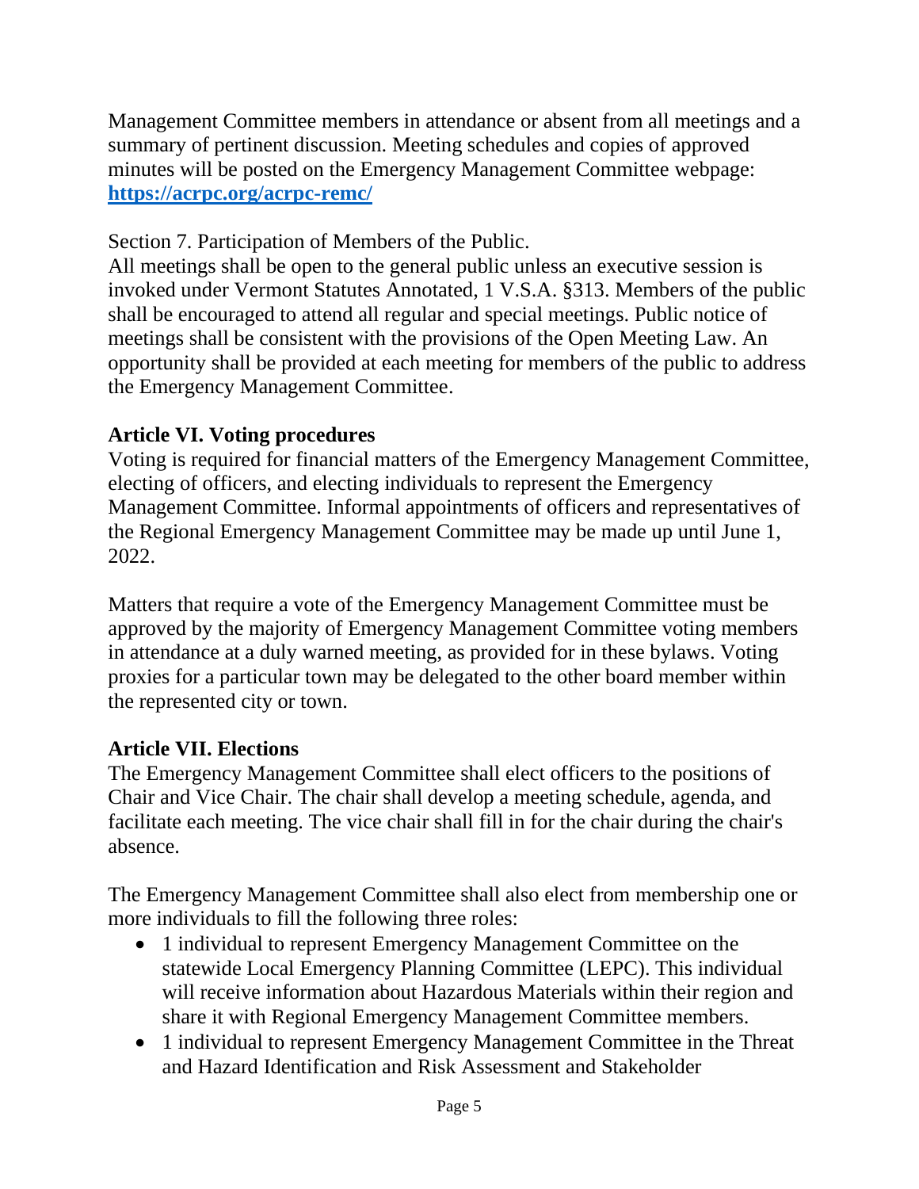Management Committee members in attendance or absent from all meetings and a summary of pertinent discussion. Meeting schedules and copies of approved minutes will be posted on the Emergency Management Committee webpage: **https://acrpc.org/acrpc-remc/**

Section 7. Participation of Members of the Public.
All meetings shall be open to the general public unless an executive session is invoked under Vermont Statutes Annotated, 1 V.S.A. §313. Members of the public shall be encouraged to attend all regular and special meetings. Public notice of meetings shall be consistent with the provisions of the Open Meeting Law. An opportunity shall be provided at each meeting for members of the public to address the Emergency Management Committee.

## Article VI. Voting procedures

Voting is required for financial matters of the Emergency Management Committee, electing of officers, and electing individuals to represent the Emergency Management Committee. Informal appointments of officers and representatives of the Regional Emergency Management Committee may be made up until June 1, 2022.

Matters that require a vote of the Emergency Management Committee must be approved by the majority of Emergency Management Committee voting members in attendance at a duly warned meeting, as provided for in these bylaws. Voting proxies for a particular town may be delegated to the other board member within the represented city or town.

## Article VII. Elections

The Emergency Management Committee shall elect officers to the positions of Chair and Vice Chair. The chair shall develop a meeting schedule, agenda, and facilitate each meeting. The vice chair shall fill in for the chair during the chair's absence.

The Emergency Management Committee shall also elect from membership one or more individuals to fill the following three roles:

- 1 individual to represent Emergency Management Committee on the statewide Local Emergency Planning Committee (LEPC). This individual will receive information about Hazardous Materials within their region and share it with Regional Emergency Management Committee members.
- 1 individual to represent Emergency Management Committee in the Threat and Hazard Identification and Risk Assessment and Stakeholder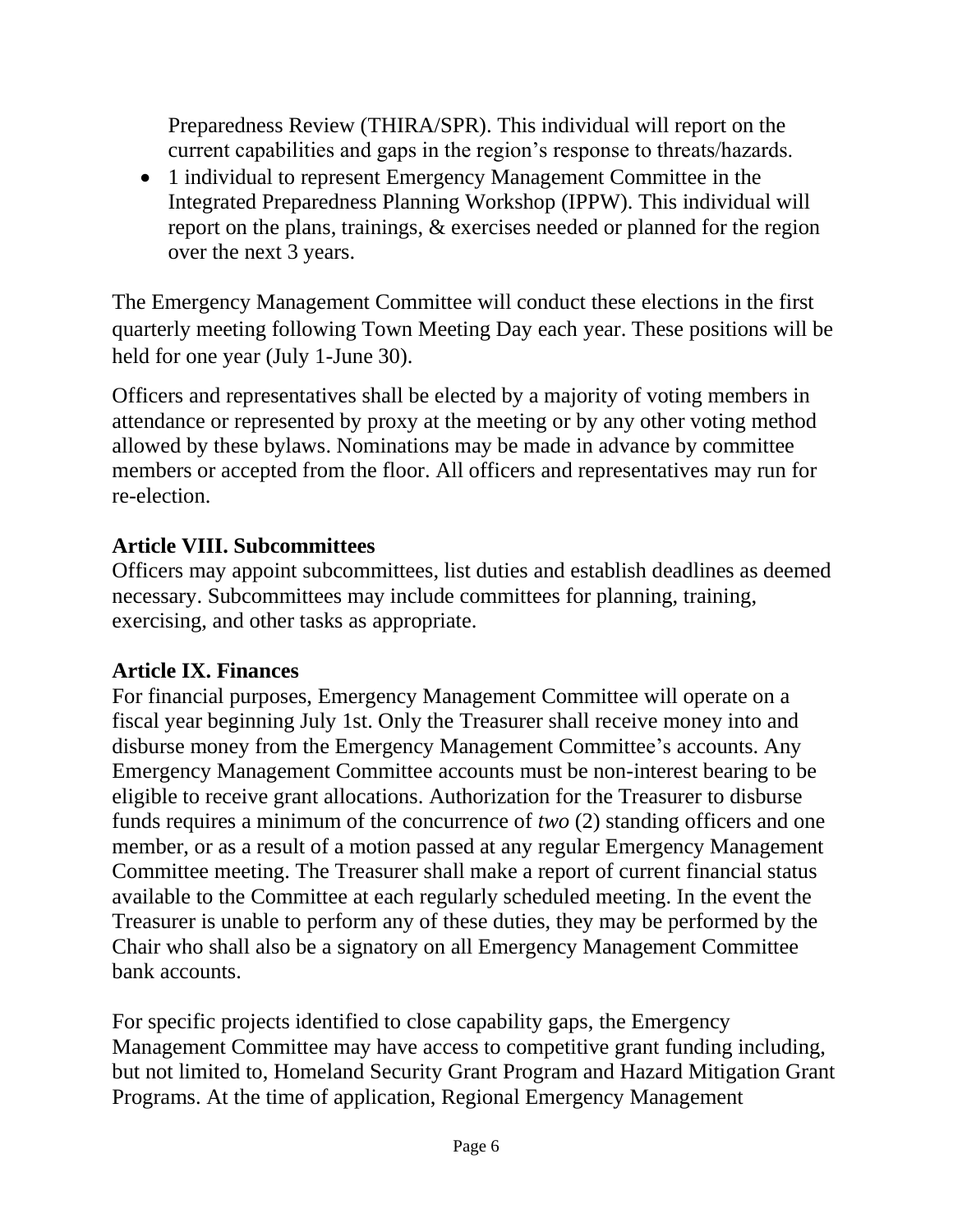Preparedness Review (THIRA/SPR). This individual will report on the current capabilities and gaps in the region's response to threats/hazards.

- 1 individual to represent Emergency Management Committee in the Integrated Preparedness Planning Workshop (IPPW). This individual will report on the plans, trainings, & exercises needed or planned for the region over the next 3 years.

The Emergency Management Committee will conduct these elections in the first quarterly meeting following Town Meeting Day each year. These positions will be held for one year (July 1-June 30).

Officers and representatives shall be elected by a majority of voting members in attendance or represented by proxy at the meeting or by any other voting method allowed by these bylaws. Nominations may be made in advance by committee members or accepted from the floor. All officers and representatives may run for re-election.

**Article VIII. Subcommittees**
Officers may appoint subcommittees, list duties and establish deadlines as deemed necessary. Subcommittees may include committees for planning, training, exercising, and other tasks as appropriate.

**Article IX. Finances**
For financial purposes, Emergency Management Committee will operate on a fiscal year beginning July 1st. Only the Treasurer shall receive money into and disburse money from the Emergency Management Committee's accounts. Any Emergency Management Committee accounts must be non-interest bearing to be eligible to receive grant allocations. Authorization for the Treasurer to disburse funds requires a minimum of the concurrence of *two* (2) standing officers and one member, or as a result of a motion passed at any regular Emergency Management Committee meeting. The Treasurer shall make a report of current financial status available to the Committee at each regularly scheduled meeting. In the event the Treasurer is unable to perform any of these duties, they may be performed by the Chair who shall also be a signatory on all Emergency Management Committee bank accounts.

For specific projects identified to close capability gaps, the Emergency Management Committee may have access to competitive grant funding including, but not limited to, Homeland Security Grant Program and Hazard Mitigation Grant Programs. At the time of application, Regional Emergency Management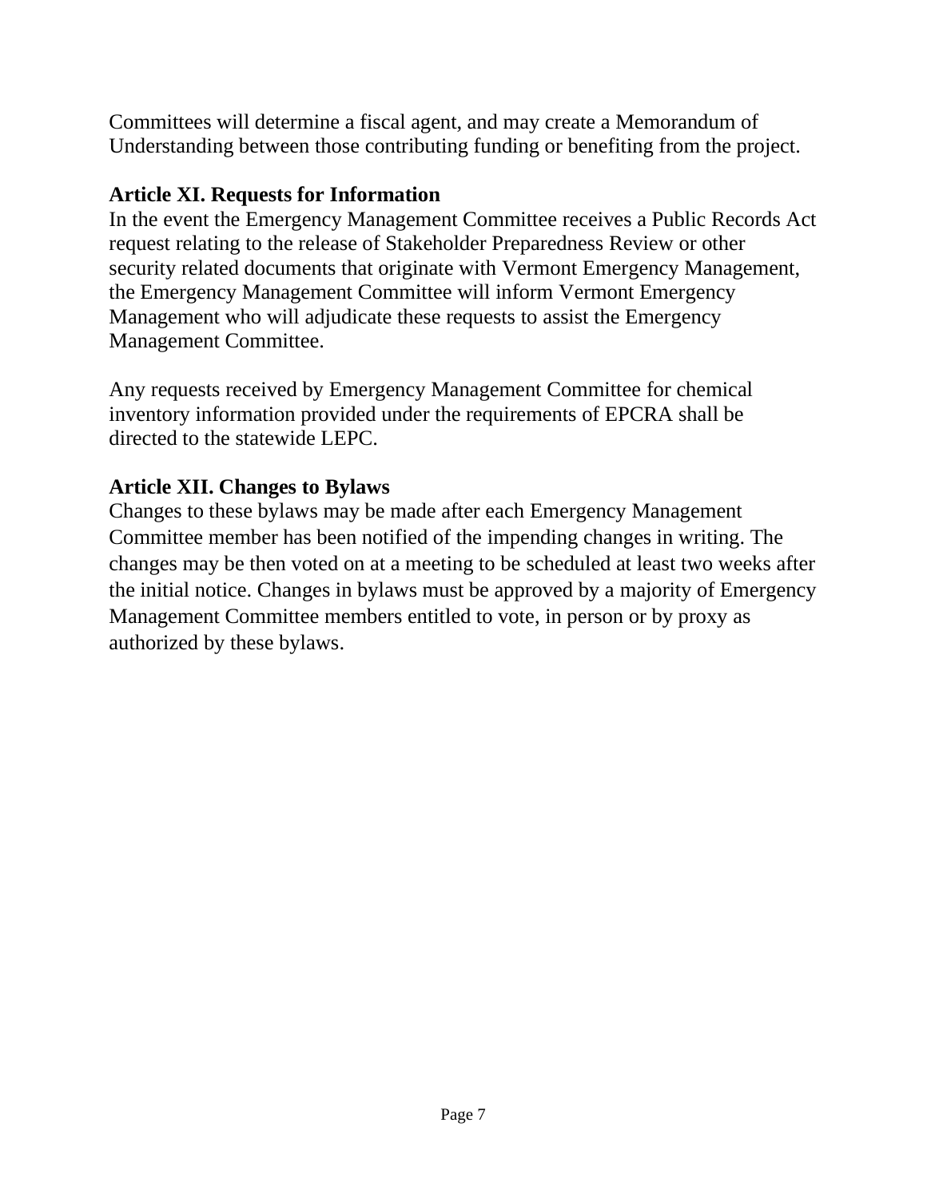Committees will determine a fiscal agent, and may create a Memorandum of Understanding between those contributing funding or benefiting from the project.

## Article XI. Requests for Information

In the event the Emergency Management Committee receives a Public Records Act request relating to the release of Stakeholder Preparedness Review or other security related documents that originate with Vermont Emergency Management, the Emergency Management Committee will inform Vermont Emergency Management who will adjudicate these requests to assist the Emergency Management Committee.

Any requests received by Emergency Management Committee for chemical inventory information provided under the requirements of EPCRA shall be directed to the statewide LEPC.

## Article XII. Changes to Bylaws

Changes to these bylaws may be made after each Emergency Management Committee member has been notified of the impending changes in writing. The changes may be then voted on at a meeting to be scheduled at least two weeks after the initial notice. Changes in bylaws must be approved by a majority of Emergency Management Committee members entitled to vote, in person or by proxy as authorized by these bylaws.